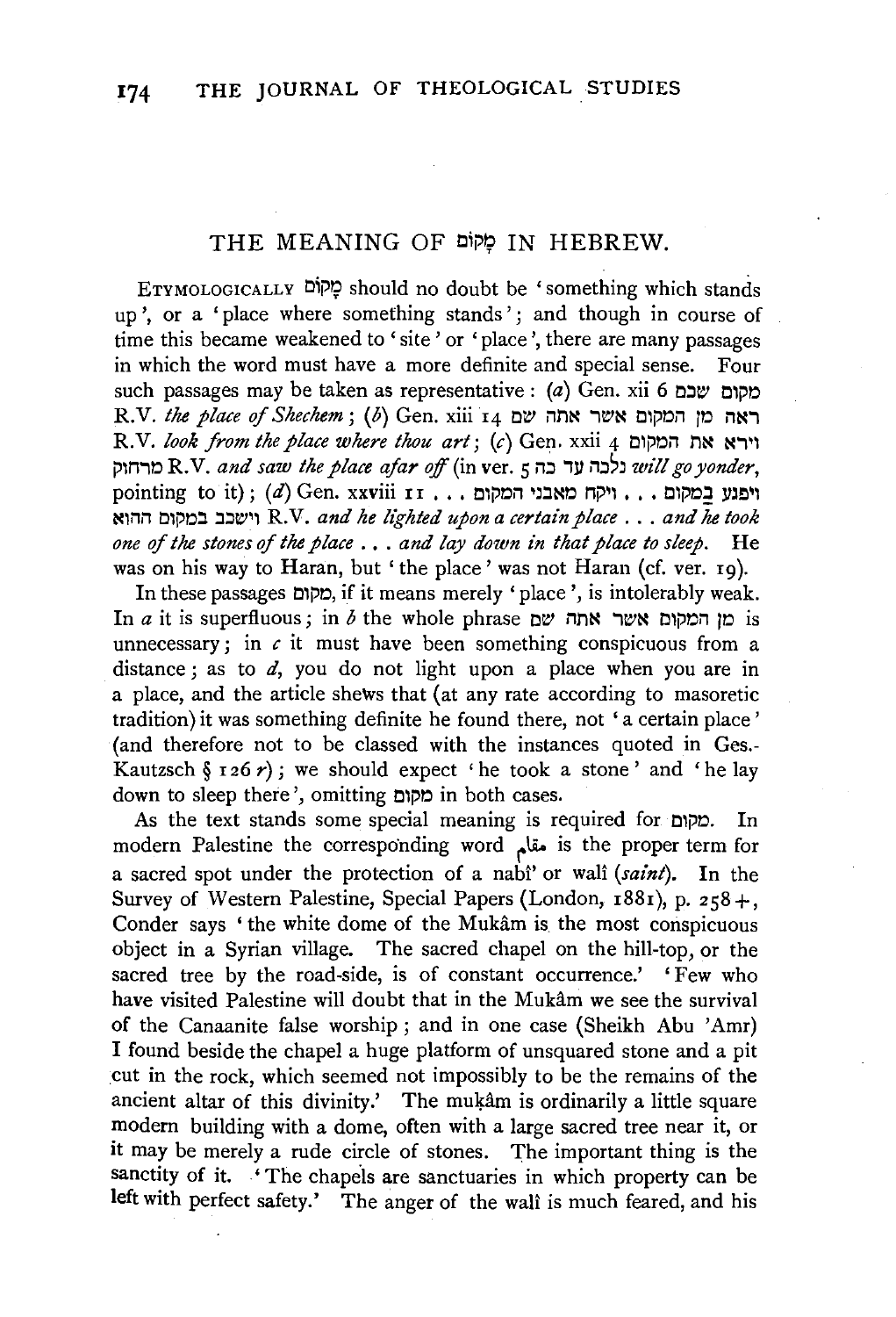# THE MEANING OF מָקוֹם IN HEBREW.

ETYMOLOGICALLY מָקוֹם should no doubt be 'something which stands up', or a 'place where something stands'; and though in course of time this became weakened to 'site' or 'place', there are many passages in which the word must have a more definite and special sense. Four such passages may be taken as representative: (*a*) Gen. xii 6 מקום שכם R.V. *the place of Shechem*; (*b*) Gen. xiii 14 ראה מן המקום אשר אתה שם R.V. *look from the place where thou art*; (*c*) Gen. xxii 4 וירא את המקום מרחוק R.V. *and saw the place afar off* (in ver. 5 נלכה עד כה *will go yonder*, pointing to it); (*d*) Gen. xxviii 11 ... ויפגע בַמקום ... ויקח מאבני המקום ... וישכב במקום ההוא R.V. *and he lighted upon a certain place ... and he took one of the stones of the place ... and lay down in that place to sleep.* He was on his way to Haran, but 'the place' was not Haran (cf. ver. 19).

In these passages מקום, if it means merely 'place', is intolerably weak. In *a* it is superfluous; in *b* the whole phrase מן המקום אשר אתה שם is unnecessary; in *c* it must have been something conspicuous from a distance; as to *d*, you do not light upon a place when you are in a place, and the article shews that (at any rate according to masoretic tradition) it was something definite he found there, not 'a certain place' (and therefore not to be classed with the instances quoted in Ges.-Kautzsch § 126 *r*); we should expect 'he took a stone' and 'he lay down to sleep there', omitting מקום in both cases.

As the text stands some special meaning is required for מקום. In modern Palestine the corresponding word مقام is the proper term for a sacred spot under the protection of a nabî' or walî (*saint*). In the Survey of Western Palestine, Special Papers (London, 1881), p. 258 +, Conder says 'the white dome of the Mukâm is the most conspicuous object in a Syrian village. The sacred chapel on the hill-top, or the sacred tree by the road-side, is of constant occurrence.' 'Few who have visited Palestine will doubt that in the Mukâm we see the survival of the Canaanite false worship; and in one case (Sheikh Abu 'Amr) I found beside the chapel a huge platform of unsquared stone and a pit cut in the rock, which seemed not impossibly to be the remains of the ancient altar of this divinity.' The muḳâm is ordinarily a little square modern building with a dome, often with a large sacred tree near it, or it may be merely a rude circle of stones. The important thing is the sanctity of it. 'The chapels are sanctuaries in which property can be left with perfect safety.' The anger of the walî is much feared, and his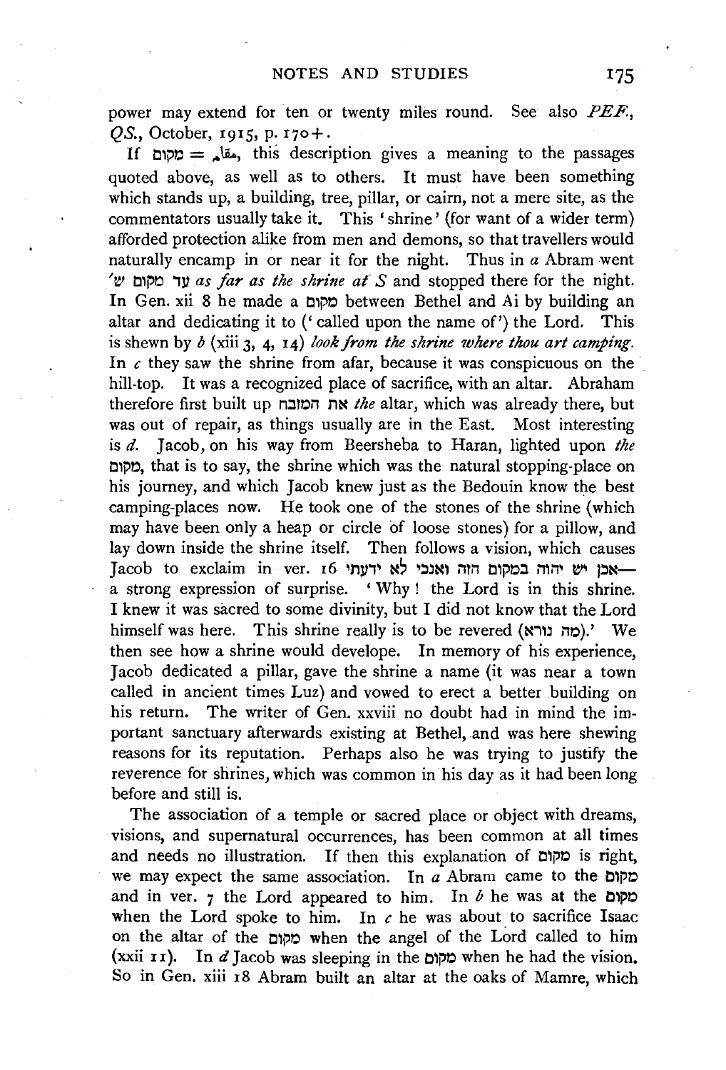power may extend for ten or twenty miles round. See also *PEF.*, *QS.*, October, 1915, p. 170+.

If מקום = مقام, this description gives a meaning to the passages quoted above, as well as to others. It must have been something which stands up, a building, tree, pillar, or cairn, not a mere site, as the commentators usually take it. This 'shrine' (for want of a wider term) afforded protection alike from men and demons, so that travellers would naturally encamp in or near it for the night. Thus in *a* Abram went עד מקום ש' *as far as the shrine at S* and stopped there for the night. In Gen. xii 8 he made a מקום between Bethel and Ai by building an altar and dedicating it to ('called upon the name of') the Lord. This is shewn by *b* (xiii 3, 4, 14) *look from the shrine where thou art camping*. In *c* they saw the shrine from afar, because it was conspicuous on the hill-top. It was a recognized place of sacrifice, with an altar. Abraham therefore first built up את המזבח *the* altar, which was already there, but was out of repair, as things usually are in the East. Most interesting is *d*. Jacob, on his way from Beersheba to Haran, lighted upon *the* מקום, that is to say, the shrine which was the natural stopping-place on his journey, and which Jacob knew just as the Bedouin know the best camping-places now. He took one of the stones of the shrine (which may have been only a heap or circle of loose stones) for a pillow, and lay down inside the shrine itself. Then follows a vision, which causes Jacob to exclaim in ver. 16 אכן יש יהוה במקום הזה ואנכי לא ידעתי— a strong expression of surprise. 'Why! the Lord is in this shrine. I knew it was sacred to some divinity, but I did not know that the Lord himself was here. This shrine really is to be revered (מה נורא).' We then see how a shrine would develope. In memory of his experience, Jacob dedicated a pillar, gave the shrine a name (it was near a town called in ancient times Luz) and vowed to erect a better building on his return. The writer of Gen. xxviii no doubt had in mind the important sanctuary afterwards existing at Bethel, and was here shewing reasons for its reputation. Perhaps also he was trying to justify the reverence for shrines, which was common in his day as it had been long before and still is.

The association of a temple or sacred place or object with dreams, visions, and supernatural occurrences, has been common at all times and needs no illustration. If then this explanation of מקום is right, we may expect the same association. In *a* Abram came to the מקום and in ver. 7 the Lord appeared to him. In *b* he was at the מקום when the Lord spoke to him. In *c* he was about to sacrifice Isaac on the altar of the מקום when the angel of the Lord called to him (xxii 11). In *d* Jacob was sleeping in the מקום when he had the vision. So in Gen. xiii 18 Abram built an altar at the oaks of Mamre, which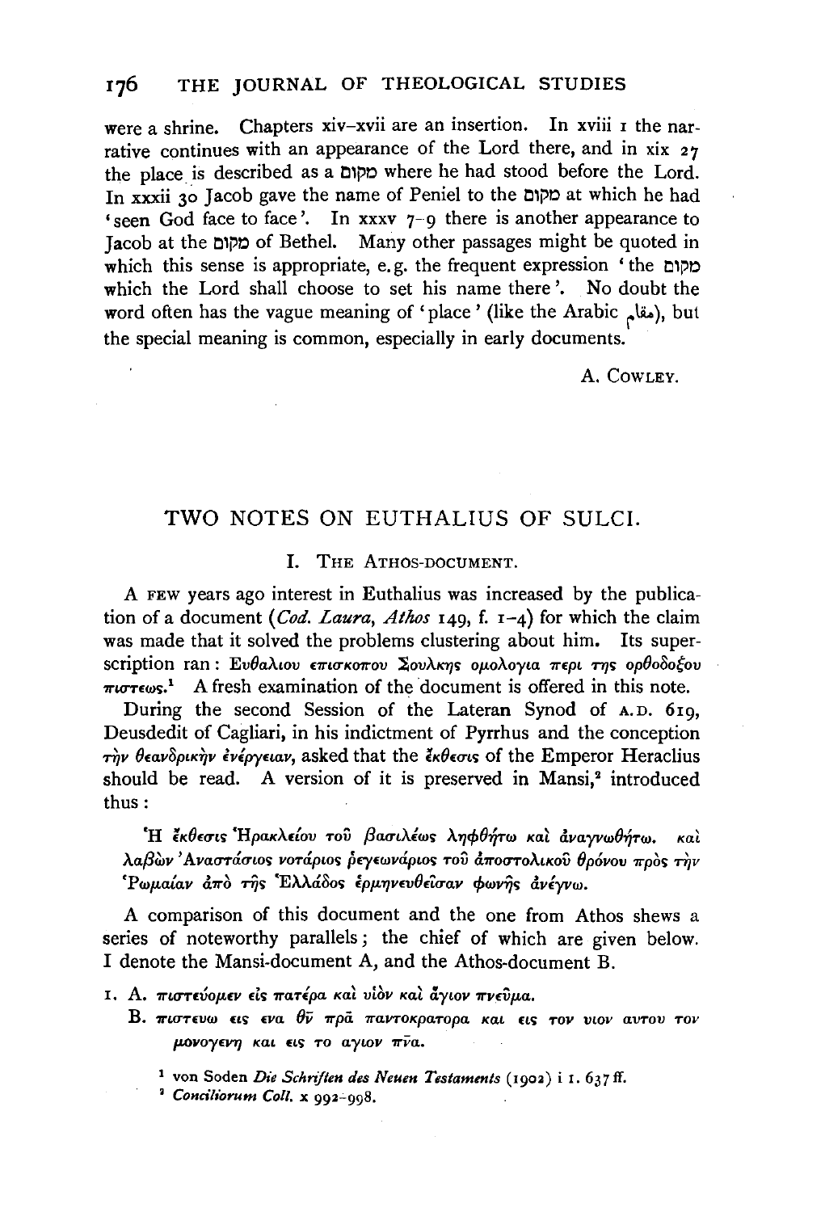were a shrine. Chapters xiv–xvii are an insertion. In xviii 1 the narrative continues with an appearance of the Lord there, and in xix 27 the place is described as a מקום where he had stood before the Lord. In xxxii 30 Jacob gave the name of Peniel to the מקום at which he had 'seen God face to face'. In xxxv 7–9 there is another appearance to Jacob at the מקום of Bethel. Many other passages might be quoted in which this sense is appropriate, e.g. the frequent expression 'the מקום which the Lord shall choose to set his name there'. No doubt the word often has the vague meaning of 'place' (like the Arabic مقام), but the special meaning is common, especially in early documents.

A. COWLEY.

## TWO NOTES ON EUTHALIUS OF SULCI.

### I. THE ATHOS-DOCUMENT.

A FEW years ago interest in Euthalius was increased by the publication of a document (*Cod. Laura, Athos* 149, f. 1–4) for which the claim was made that it solved the problems clustering about him. Its superscription ran: Ευθαλιου επισκοπου Σουλκης ομολογια περι της ορθοδοξου πιστεως.[1] A fresh examination of the document is offered in this note.

During the second Session of the Lateran Synod of A.D. 619, Deusdedit of Cagliari, in his indictment of Pyrrhus and the conception τὴν θεανδρικὴν ἐνέργειαν, asked that the ἔκθεσις of the Emperor Heraclius should be read. A version of it is preserved in Mansi,[2] introduced thus:

> Ἡ ἔκθεσις Ἡρακλείου τοῦ βασιλέως ληφθήτω καὶ ἀναγνωσθήτω. καὶ λαβὼν Ἀναστάσιος νοτάριος ῥεγεωνάριος τοῦ ἀποστολικοῦ θρόνου πρὸς τὴν Ῥωμαίαν ἀπὸ τῆς Ἑλλάδος ἑρμηνευθεῖσαν φωνῆς ἀνέγνω.

A comparison of this document and the one from Athos shews a series of noteworthy parallels; the chief of which are given below. I denote the Mansi-document A, and the Athos-document B.

1. A. πιστεύομεν εἰς πατέρα καὶ υἱὸν καὶ ἅγιον πνεῦμα.
   B. πιστευω εις ενα θν̄ πρᾱ παντοκρατορα και εις τον υιον αυτου τον μονογενη και εις το αγιον πν̄α.

[1] von Soden *Die Schriften des Neuen Testaments* (1902) i 1. 637 ff.
[2] *Conciliorum Coll.* x 992–998.